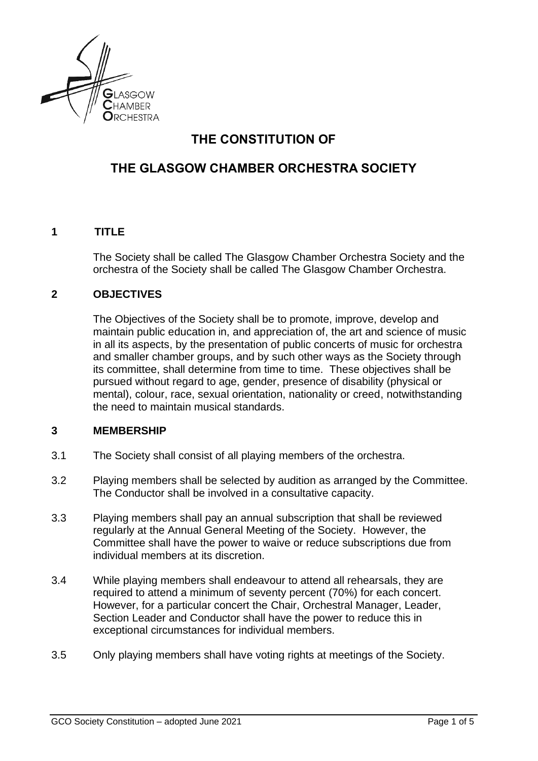# THE CONSTITUTION OF

# THE GLASGOW CHAMBER ORCHESTRA SOCIETY

## 1 TITLE

The Society shall be called The Glasgow Chamber Orchestra Society and the orchestra of the Society shall be called The Glasgow Chamber Orchestra.

## 2 OBJECTIVES

The Objectives of the Society shall be to promote, improve, develop and maintain public education in, and appreciation of, the art and science of music in all its aspects, by the presentation of public concerts of music for orchestra and smaller chamber groups, and by such other ways as the Society through its committee, shall determine from time to time. These objectives shall be pursued without regard to age, gender, presence of disability (physical or mental), colour, race, sexual orientation, nationality or creed, notwithstanding the need to maintain musical standards.

## 3 MEMBERSHIP

3.1 The Society shall consist of all playing members of the orchestra.

3.2 Playing members shall be selected by audition as arranged by the Committee. The Conductor shall be involved in a consultative capacity.

3.3 Playing members shall pay an annual subscription that shall be reviewed regularly at the Annual General Meeting of the Society. However, the Committee shall have the power to waive or reduce subscriptions due from individual members at its discretion.

3.4 While playing members shall endeavour to attend all rehearsals, they are required to attend a minimum of seventy percent (70%) for each concert. However, for a particular concert the Chair, Orchestral Manager, Leader, Section Leader and Conductor shall have the power to reduce this in exceptional circumstances for individual members.

3.5 Only playing members shall have voting rights at meetings of the Society.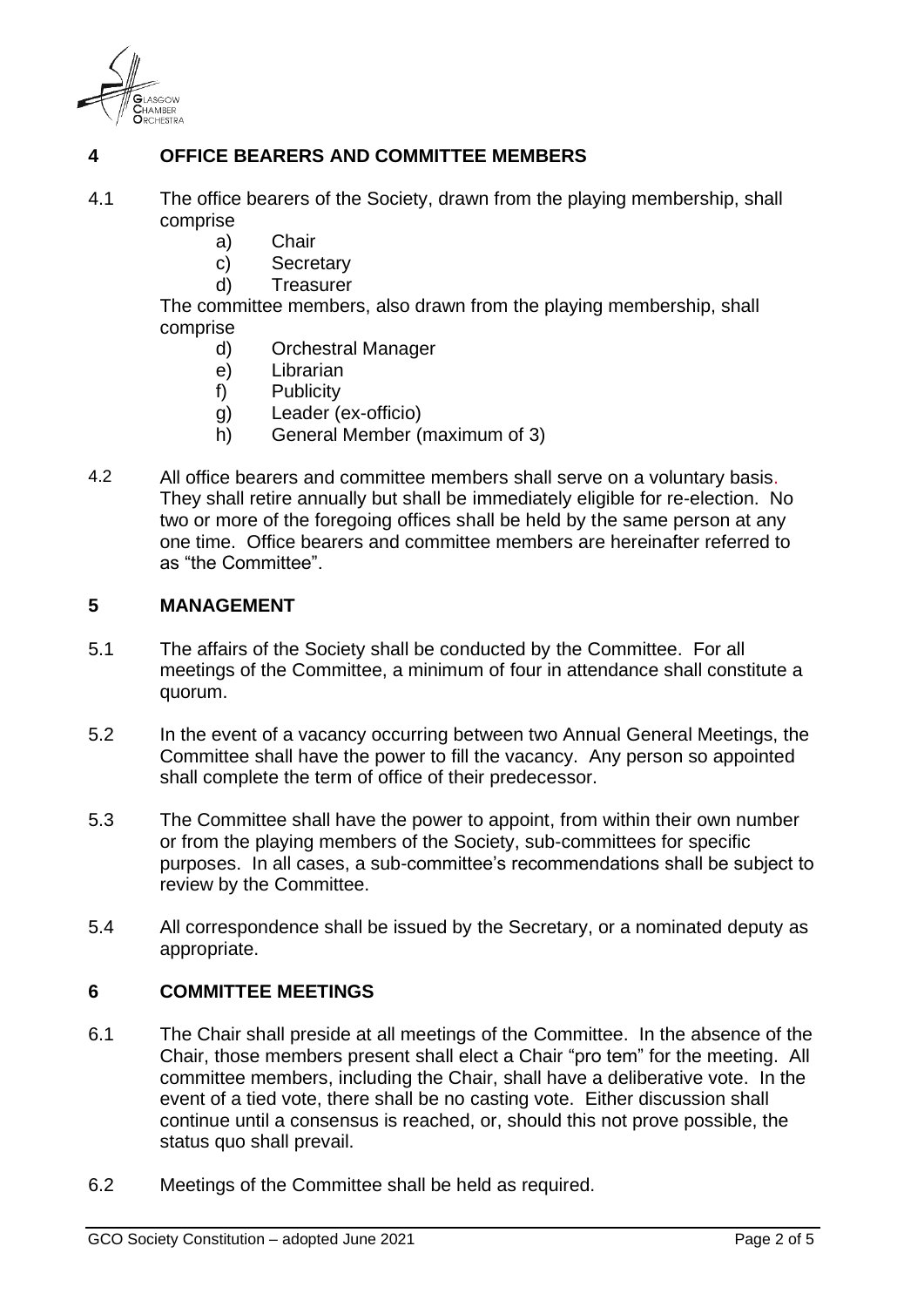## 4 OFFICE BEARERS AND COMMITTEE MEMBERS

4.1 The office bearers of the Society, drawn from the playing membership, shall comprise

- a) Chair
- c) Secretary
- d) Treasurer

The committee members, also drawn from the playing membership, shall comprise

- d) Orchestral Manager
- e) Librarian
- f) Publicity
- g) Leader (ex-officio)
- h) General Member (maximum of 3)

4.2 All office bearers and committee members shall serve on a voluntary basis. They shall retire annually but shall be immediately eligible for re-election. No two or more of the foregoing offices shall be held by the same person at any one time. Office bearers and committee members are hereinafter referred to as "the Committee".

## 5 MANAGEMENT

5.1 The affairs of the Society shall be conducted by the Committee. For all meetings of the Committee, a minimum of four in attendance shall constitute a quorum.

5.2 In the event of a vacancy occurring between two Annual General Meetings, the Committee shall have the power to fill the vacancy. Any person so appointed shall complete the term of office of their predecessor.

5.3 The Committee shall have the power to appoint, from within their own number or from the playing members of the Society, sub-committees for specific purposes. In all cases, a sub-committee's recommendations shall be subject to review by the Committee.

5.4 All correspondence shall be issued by the Secretary, or a nominated deputy as appropriate.

## 6 COMMITTEE MEETINGS

6.1 The Chair shall preside at all meetings of the Committee. In the absence of the Chair, those members present shall elect a Chair "pro tem" for the meeting. All committee members, including the Chair, shall have a deliberative vote. In the event of a tied vote, there shall be no casting vote. Either discussion shall continue until a consensus is reached, or, should this not prove possible, the status quo shall prevail.

6.2 Meetings of the Committee shall be held as required.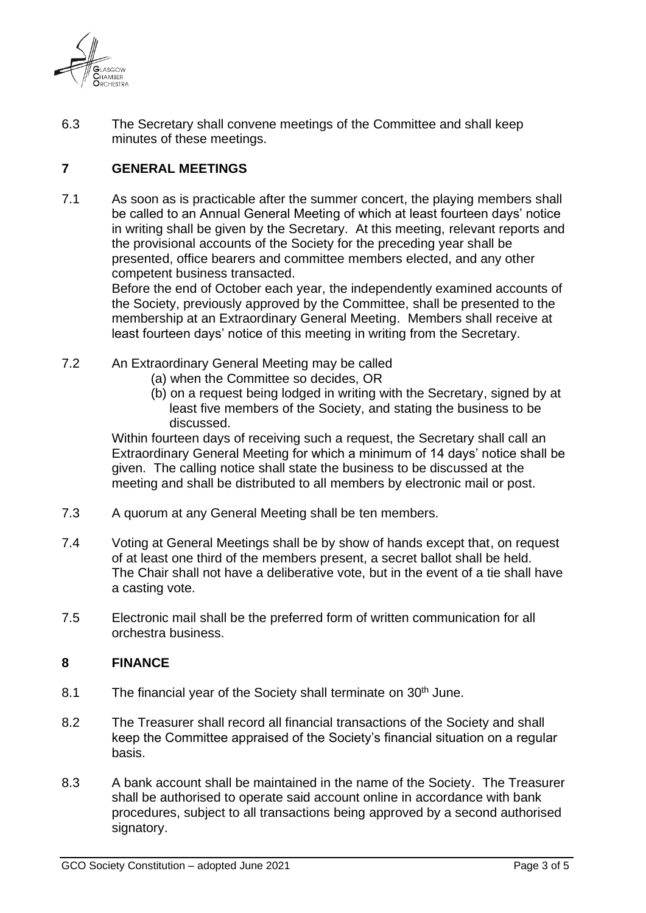6.3 The Secretary shall convene meetings of the Committee and shall keep minutes of these meetings.

## 7 GENERAL MEETINGS

7.1 As soon as is practicable after the summer concert, the playing members shall be called to an Annual General Meeting of which at least fourteen days' notice in writing shall be given by the Secretary. At this meeting, relevant reports and the provisional accounts of the Society for the preceding year shall be presented, office bearers and committee members elected, and any other competent business transacted.

Before the end of October each year, the independently examined accounts of the Society, previously approved by the Committee, shall be presented to the membership at an Extraordinary General Meeting. Members shall receive at least fourteen days' notice of this meeting in writing from the Secretary.

7.2 An Extraordinary General Meeting may be called

(a) when the Committee so decides, OR

(b) on a request being lodged in writing with the Secretary, signed by at least five members of the Society, and stating the business to be discussed.

Within fourteen days of receiving such a request, the Secretary shall call an Extraordinary General Meeting for which a minimum of 14 days' notice shall be given. The calling notice shall state the business to be discussed at the meeting and shall be distributed to all members by electronic mail or post.

7.3 A quorum at any General Meeting shall be ten members.

7.4 Voting at General Meetings shall be by show of hands except that, on request of at least one third of the members present, a secret ballot shall be held. The Chair shall not have a deliberative vote, but in the event of a tie shall have a casting vote.

7.5 Electronic mail shall be the preferred form of written communication for all orchestra business.

## 8 FINANCE

8.1 The financial year of the Society shall terminate on 30th June.

8.2 The Treasurer shall record all financial transactions of the Society and shall keep the Committee appraised of the Society's financial situation on a regular basis.

8.3 A bank account shall be maintained in the name of the Society. The Treasurer shall be authorised to operate said account online in accordance with bank procedures, subject to all transactions being approved by a second authorised signatory.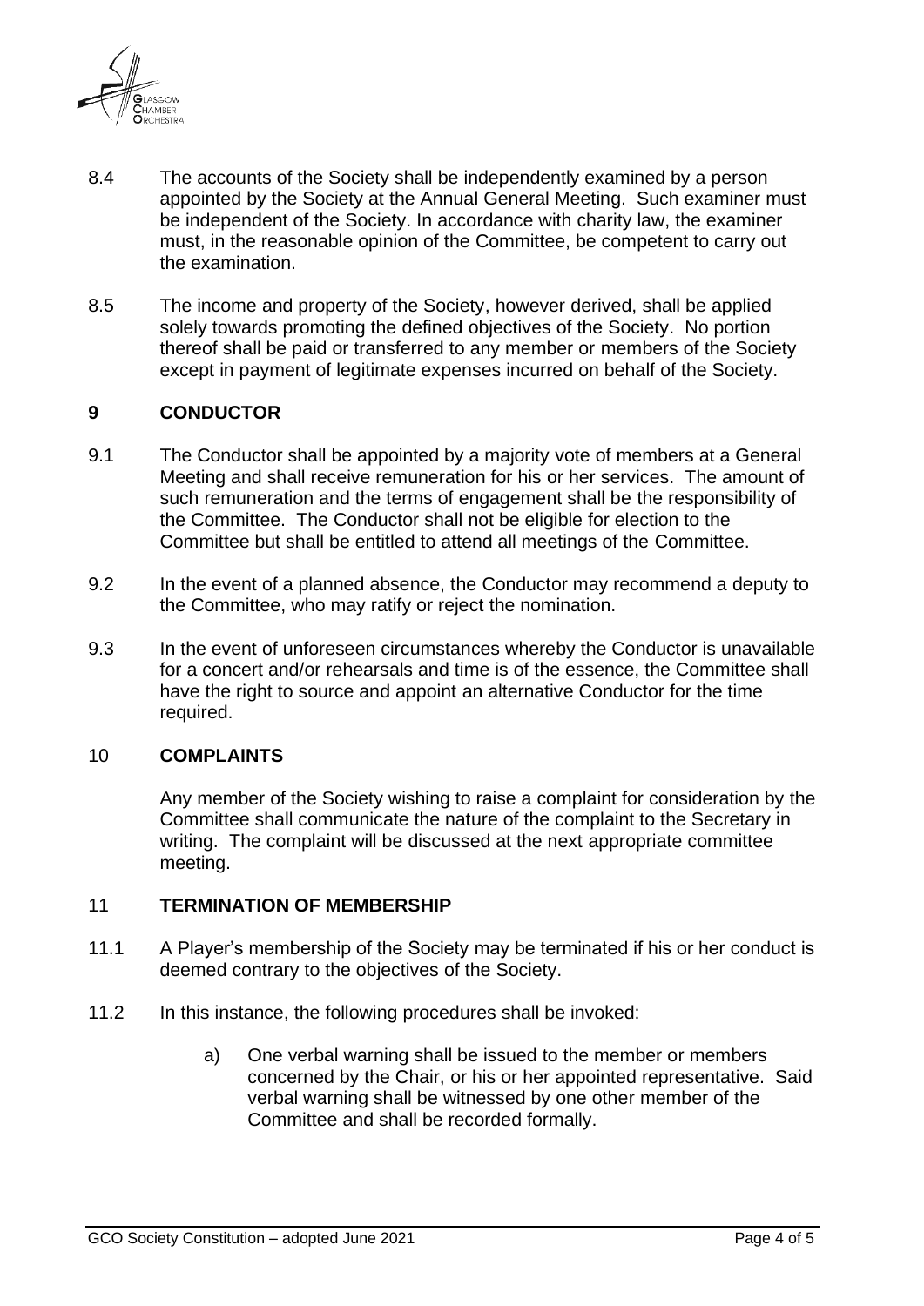8.4 The accounts of the Society shall be independently examined by a person appointed by the Society at the Annual General Meeting. Such examiner must be independent of the Society. In accordance with charity law, the examiner must, in the reasonable opinion of the Committee, be competent to carry out the examination.

8.5 The income and property of the Society, however derived, shall be applied solely towards promoting the defined objectives of the Society. No portion thereof shall be paid or transferred to any member or members of the Society except in payment of legitimate expenses incurred on behalf of the Society.

## 9 CONDUCTOR

9.1 The Conductor shall be appointed by a majority vote of members at a General Meeting and shall receive remuneration for his or her services. The amount of such remuneration and the terms of engagement shall be the responsibility of the Committee. The Conductor shall not be eligible for election to the Committee but shall be entitled to attend all meetings of the Committee.

9.2 In the event of a planned absence, the Conductor may recommend a deputy to the Committee, who may ratify or reject the nomination.

9.3 In the event of unforeseen circumstances whereby the Conductor is unavailable for a concert and/or rehearsals and time is of the essence, the Committee shall have the right to source and appoint an alternative Conductor for the time required.

## 10 COMPLAINTS

Any member of the Society wishing to raise a complaint for consideration by the Committee shall communicate the nature of the complaint to the Secretary in writing. The complaint will be discussed at the next appropriate committee meeting.

## 11 TERMINATION OF MEMBERSHIP

11.1 A Player's membership of the Society may be terminated if his or her conduct is deemed contrary to the objectives of the Society.

11.2 In this instance, the following procedures shall be invoked:

a) One verbal warning shall be issued to the member or members concerned by the Chair, or his or her appointed representative. Said verbal warning shall be witnessed by one other member of the Committee and shall be recorded formally.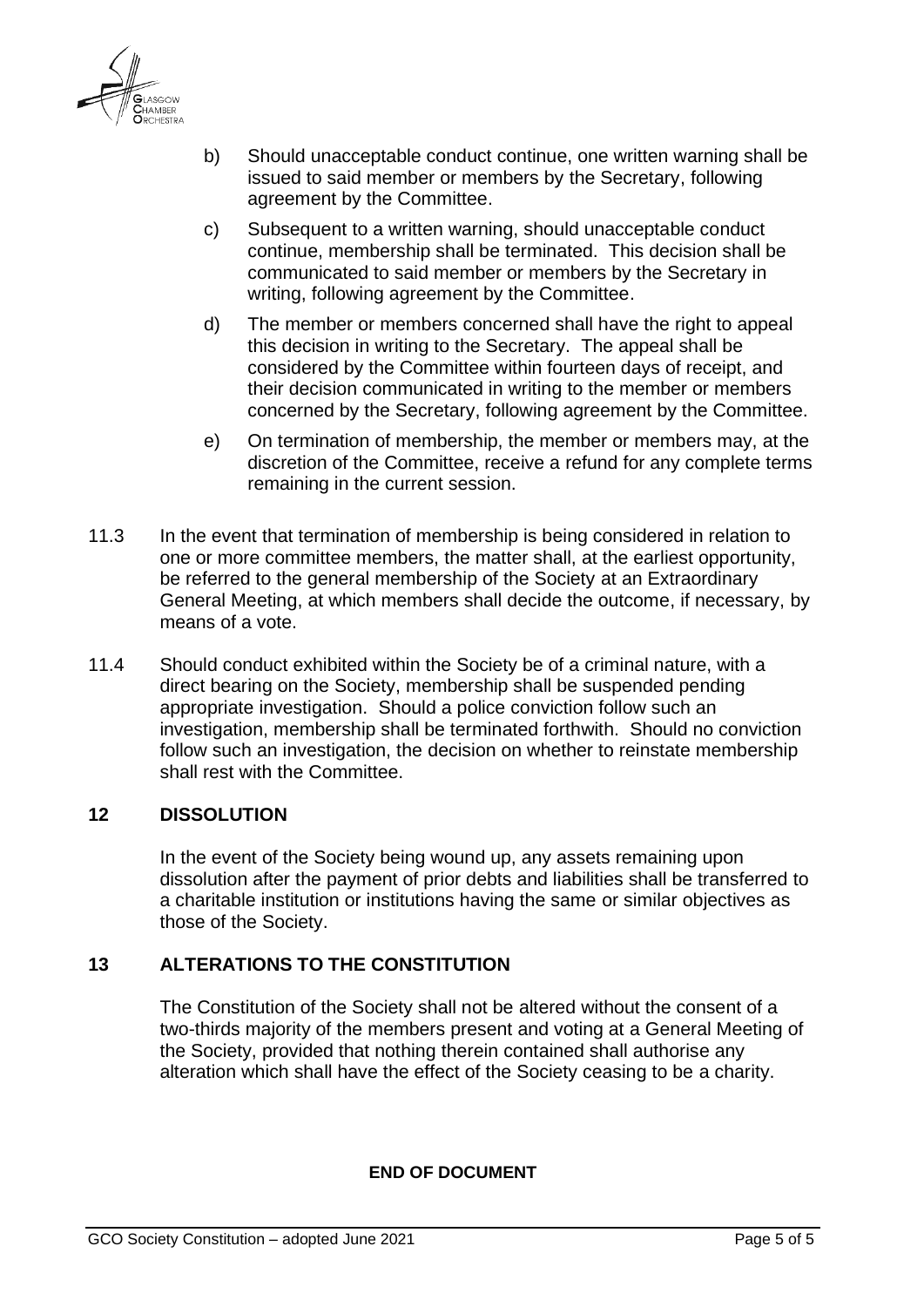b) Should unacceptable conduct continue, one written warning shall be issued to said member or members by the Secretary, following agreement by the Committee.

c) Subsequent to a written warning, should unacceptable conduct continue, membership shall be terminated. This decision shall be communicated to said member or members by the Secretary in writing, following agreement by the Committee.

d) The member or members concerned shall have the right to appeal this decision in writing to the Secretary. The appeal shall be considered by the Committee within fourteen days of receipt, and their decision communicated in writing to the member or members concerned by the Secretary, following agreement by the Committee.

e) On termination of membership, the member or members may, at the discretion of the Committee, receive a refund for any complete terms remaining in the current session.

11.3 In the event that termination of membership is being considered in relation to one or more committee members, the matter shall, at the earliest opportunity, be referred to the general membership of the Society at an Extraordinary General Meeting, at which members shall decide the outcome, if necessary, by means of a vote.

11.4 Should conduct exhibited within the Society be of a criminal nature, with a direct bearing on the Society, membership shall be suspended pending appropriate investigation. Should a police conviction follow such an investigation, membership shall be terminated forthwith. Should no conviction follow such an investigation, the decision on whether to reinstate membership shall rest with the Committee.

## 12 DISSOLUTION

In the event of the Society being wound up, any assets remaining upon dissolution after the payment of prior debts and liabilities shall be transferred to a charitable institution or institutions having the same or similar objectives as those of the Society.

## 13 ALTERATIONS TO THE CONSTITUTION

The Constitution of the Society shall not be altered without the consent of a two-thirds majority of the members present and voting at a General Meeting of the Society, provided that nothing therein contained shall authorise any alteration which shall have the effect of the Society ceasing to be a charity.

**END OF DOCUMENT**